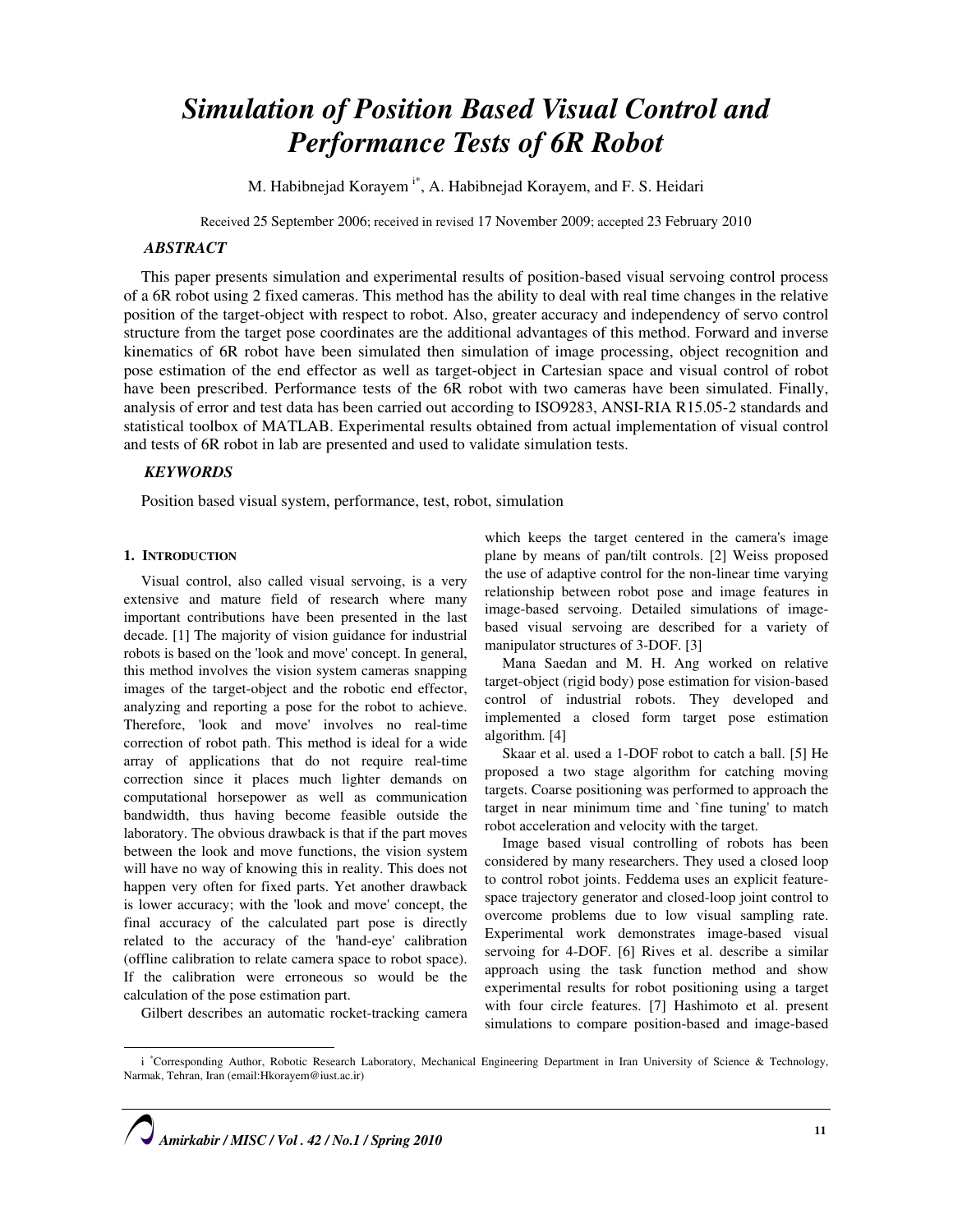# *Simulation of Position Based Visual Control and Performance Tests of 6R Robot*

M. Habibnejad Korayem [i*], A. Habibnejad Korayem, and F. S. Heidari

Received 25 September 2006; received in revised 17 November 2009; accepted 23 February 2010

### *ABSTRACT*

This paper presents simulation and experimental results of position-based visual servoing control process of a 6R robot using 2 fixed cameras. This method has the ability to deal with real time changes in the relative position of the target-object with respect to robot. Also, greater accuracy and independency of servo control structure from the target pose coordinates are the additional advantages of this method. Forward and inverse kinematics of 6R robot have been simulated then simulation of image processing, object recognition and pose estimation of the end effector as well as target-object in Cartesian space and visual control of robot have been prescribed. Performance tests of the 6R robot with two cameras have been simulated. Finally, analysis of error and test data has been carried out according to ISO9283, ANSI-RIA R15.05-2 standards and statistical toolbox of MATLAB. Experimental results obtained from actual implementation of visual control and tests of 6R robot in lab are presented and used to validate simulation tests.

### *KEYWORDS*

Position based visual system, performance, test, robot, simulation

## 1. INTRODUCTION

Visual control, also called visual servoing, is a very extensive and mature field of research where many important contributions have been presented in the last decade. [1] The majority of vision guidance for industrial robots is based on the 'look and move' concept. In general, this method involves the vision system cameras snapping images of the target-object and the robotic end effector, analyzing and reporting a pose for the robot to achieve. Therefore, 'look and move' involves no real-time correction of robot path. This method is ideal for a wide array of applications that do not require real-time correction since it places much lighter demands on computational horsepower as well as communication bandwidth, thus having become feasible outside the laboratory. The obvious drawback is that if the part moves between the look and move functions, the vision system will have no way of knowing this in reality. This does not happen very often for fixed parts. Yet another drawback is lower accuracy; with the 'look and move' concept, the final accuracy of the calculated part pose is directly related to the accuracy of the 'hand-eye' calibration (offline calibration to relate camera space to robot space). If the calibration were erroneous so would be the calculation of the pose estimation part.

Gilbert describes an automatic rocket-tracking camera which keeps the target centered in the camera's image plane by means of pan/tilt controls. [2] Weiss proposed the use of adaptive control for the non-linear time varying relationship between robot pose and image features in image-based servoing. Detailed simulations of image-based visual servoing are described for a variety of manipulator structures of 3-DOF. [3]

Mana Saedan and M. H. Ang worked on relative target-object (rigid body) pose estimation for vision-based control of industrial robots. They developed and implemented a closed form target pose estimation algorithm. [4]

Skaar et al. used a 1-DOF robot to catch a ball. [5] He proposed a two stage algorithm for catching moving targets. Coarse positioning was performed to approach the target in near minimum time and `fine tuning' to match robot acceleration and velocity with the target.

Image based visual controlling of robots has been considered by many researchers. They used a closed loop to control robot joints. Feddema uses an explicit feature-space trajectory generator and closed-loop joint control to overcome problems due to low visual sampling rate. Experimental work demonstrates image-based visual servoing for 4-DOF. [6] Rives et al. describe a similar approach using the task function method and show experimental results for robot positioning using a target with four circle features. [7] Hashimoto et al. present simulations to compare position-based and image-based

---

i *Corresponding Author, Robotic Research Laboratory, Mechanical Engineering Department in Iran University of Science & Technology, Narmak, Tehran, Iran (email:Hkorayem@iust.ac.ir)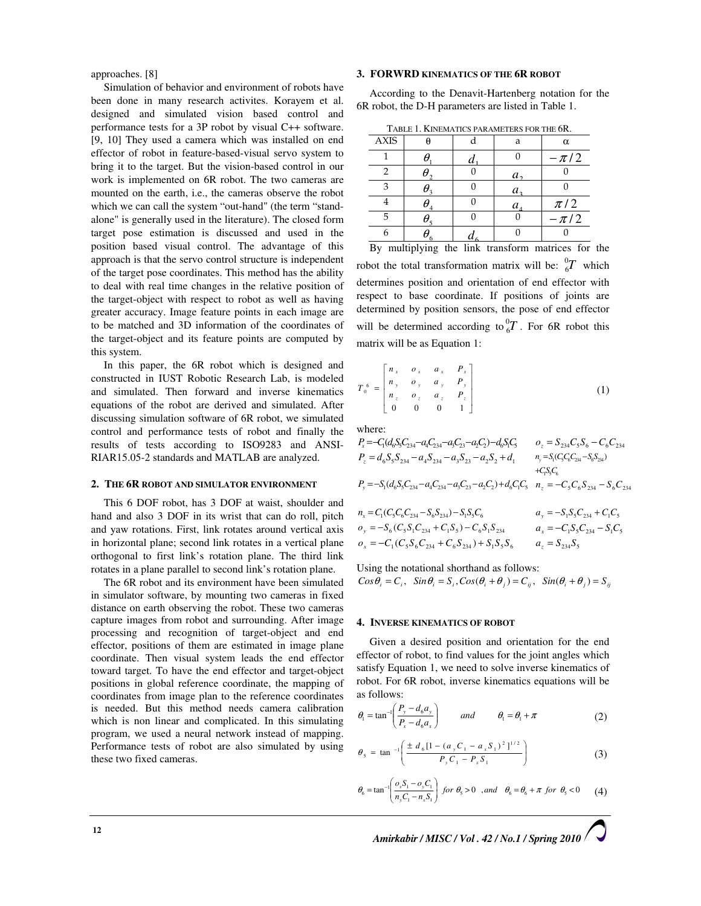approaches. [8]

Simulation of behavior and environment of robots have been done in many research activites. Korayem et al. designed and simulated vision based control and performance tests for a 3P robot by visual C++ software. [9, 10] They used a camera which was installed on end effector of robot in feature-based-visual servo system to bring it to the target. But the vision-based control in our work is implemented on 6R robot. The two cameras are mounted on the earth, i.e., the cameras observe the robot which we can call the system "out-hand" (the term "stand-alone" is generally used in the literature). The closed form target pose estimation is discussed and used in the position based visual control. The advantage of this approach is that the servo control structure is independent of the target pose coordinates. This method has the ability to deal with real time changes in the relative position of the target-object with respect to robot as well as having greater accuracy. Image feature points in each image are to be matched and 3D information of the coordinates of the target-object and its feature points are computed by this system.

In this paper, the 6R robot which is designed and constructed in IUST Robotic Research Lab, is modeled and simulated. Then forward and inverse kinematics equations of the robot are derived and simulated. After discussing simulation software of 6R robot, we simulated control and performance tests of robot and finally the results of tests according to ISO9283 and ANSI-RIAR15.05-2 standards and MATLAB are analyzed.

## 2. The 6R Robot and Simulator Environment

This 6 DOF robot, has 3 DOF at waist, shoulder and hand and also 3 DOF in its wrist that can do roll, pitch and yaw rotations. First, link rotates around vertical axis in horizontal plane; second link rotates in a vertical plane orthogonal to first link's rotation plane. The third link rotates in a plane parallel to second link's rotation plane.

The 6R robot and its environment have been simulated in simulator software, by mounting two cameras in fixed distance on earth observing the robot. These two cameras capture images from robot and surrounding. After image processing and recognition of target-object and end effector, positions of them are estimated in image plane coordinate. Then visual system leads the end effector toward target. To have the end effector and target-object positions in global reference coordinate, the mapping of coordinates from image plan to the reference coordinates is needed. But this method needs camera calibration which is non linear and complicated. In this simulating program, we used a neural network instead of mapping. Performance tests of robot are also simulated by using these two fixed cameras.

## 3. Forwrd Kinematics of the 6R Robot

According to the Denavit-Hartenberg notation for the 6R robot, the D-H parameters are listed in Table 1.

Table 1. Kinematics parameters for the 6R.

| AXIS | θ | d | a | α |
|---|---|---|---|---|
| 1 | $\theta_1$ | $d_1$ | 0 | $-\pi/2$ |
| 2 | $\theta_2$ | 0 | $a_2$ | 0 |
| 3 | $\theta_3$ | 0 | $a_3$ | 0 |
| 4 | $\theta_4$ | 0 | $a_4$ | $\pi/2$ |
| 5 | $\theta_5$ | 0 | 0 | $-\pi/2$ |
| 6 | $\theta_6$ | $d_6$ | 0 | 0 |

By multiplying the link transform matrices for the robot the total transformation matrix will be: ${}^0_6T$ which determines position and orientation of end effector with respect to base coordinate. If positions of joints are determined by position sensors, the pose of end effector will be determined according to ${}^0_6T$. For 6R robot this matrix will be as Equation 1:

$$T_0^6 = \begin{bmatrix} n_x & o_x & a_x & P_x \\ n_y & o_y & a_y & P_y \\ n_z & o_z & a_z & P_z \\ 0 & 0 & 0 & 1 \end{bmatrix} \tag{1}$$

where:

$P_x = -C_1(d_6S_5C_{234} - a_4C_{234} - a_3C_{23} - a_2C_2) - d_6S_1C_5$

$P_z = d_6S_5S_{234} - a_4S_{234} - a_3S_{23} - a_2S_2 + d_1$

$P_y = -S_1(d_6S_5C_{234} - a_4C_{234} - a_3C_{23} - a_2C_2) + d_6C_1C_5$

$o_z = S_{234}C_5S_6 - C_6C_{234}$

$n_y = S_1(C_5C_6C_{234} - S_6S_{234}) + C_1S_5C_6$

$n_z = -C_5C_6S_{234} - S_6C_{234}$

$n_x = C_1(C_5C_6C_{234} - S_6S_{234}) - S_1S_5C_6$

$o_y = -S_6(C_5S_1C_{234} + C_1S_5) - C_6S_1S_{234}$

$o_x = -C_1(C_5S_6C_{234} + C_6S_{234}) + S_1S_5S_6$

$a_y = -S_1S_5C_{234} + C_1C_5$

$a_x = -C_1S_5C_{234} - S_1C_5$

$a_z = S_{234}S_5$

Using the notational shorthand as follows:

$Cos\theta_i = C_i,\ \ Sin\theta_i = S_i, Cos(\theta_i + \theta_j) = C_{ij},\ \ Sin(\theta_i + \theta_j) = S_{ij}$

## 4. Inverse Kinematics of Robot

Given a desired position and orientation for the end effector of robot, to find values for the joint angles which satisfy Equation 1, we need to solve inverse kinematics of robot. For 6R robot, inverse kinematics equations will be as follows:

$$\theta_1 = \tan^{-1}\left(\frac{P_y - d_6a_y}{P_x - d_6a_x}\right) \qquad and \qquad \theta_1 = \theta_1 + \pi \tag{2}$$

$$\theta_5 = \tan^{-1}\left(\frac{\pm d_6[1 - (a_yC_1 - a_xS_1)^2]^{1/2}}{P_yC_1 - P_xS_1}\right) \tag{3}$$

$$\theta_6 = \tan^{-1}\left(\frac{o_xS_1 - o_yC_1}{n_yC_1 - n_xS_1}\right)\ for\ \theta_5 > 0\ \ ,and\ \ \theta_6 = \theta_6 + \pi\ for\ \theta_5 < 0 \tag{4}$$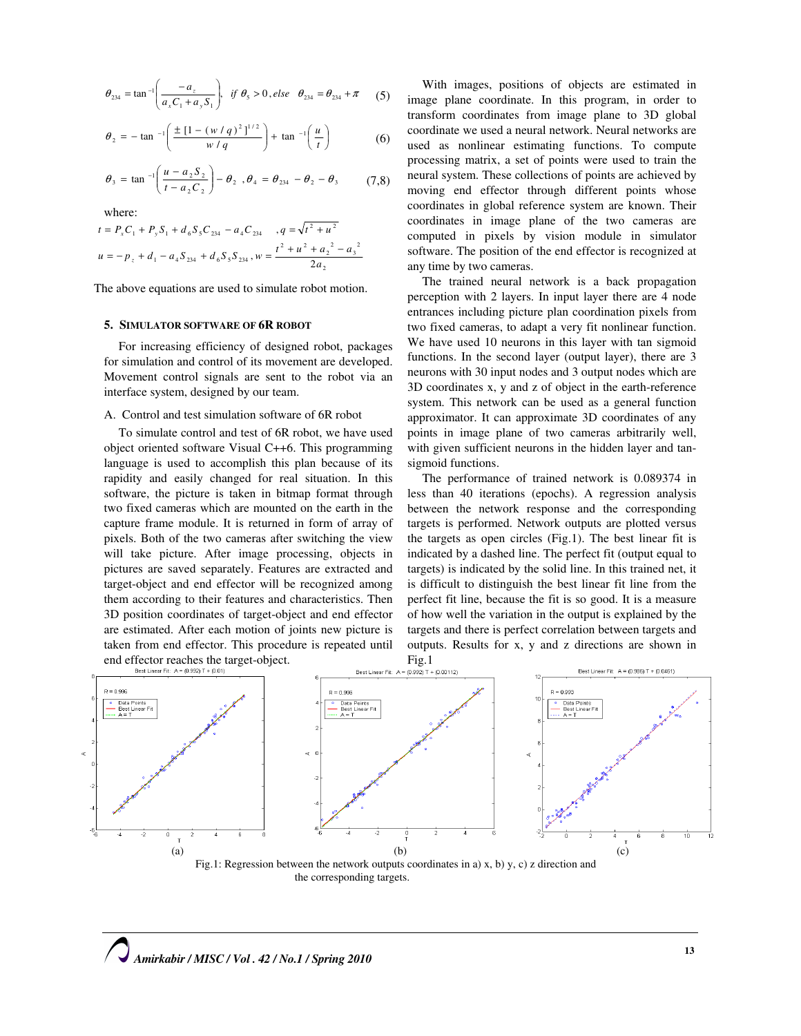$$\theta_{234} = \tan^{-1}\left(\frac{-a_z}{a_x C_1 + a_y S_1}\right), \quad if\ \theta_5 > 0, else \quad \theta_{234} = \theta_{234} + \pi \qquad (5)$$

$$\theta_2 = -\tan^{-1}\left(\frac{\pm[1-(w/q)^2]^{1/2}}{w/q}\right) + \tan^{-1}\left(\frac{u}{t}\right) \qquad (6)$$

$$\theta_3 = \tan^{-1}\left(\frac{u - a_2 S_2}{t - a_2 C_2}\right) - \theta_2 \ , \theta_4 = \theta_{234} - \theta_2 - \theta_3 \qquad (7,8)$$

where:

$$t = P_x C_1 + P_y S_1 + d_6 S_5 C_{234} - a_4 C_{234} \quad , q = \sqrt{t^2 + u^2}$$

$$u = -p_z + d_1 - a_4 S_{234} + d_6 S_5 S_{234} , w = \frac{t^2 + u^2 + a_2{}^2 - a_3{}^2}{2a_2}$$

The above equations are used to simulate robot motion.

## 5. SIMULATOR SOFTWARE OF 6R ROBOT

For increasing efficiency of designed robot, packages for simulation and control of its movement are developed. Movement control signals are sent to the robot via an interface system, designed by our team.

### A. Control and test simulation software of 6R robot

To simulate control and test of 6R robot, we have used object oriented software Visual C++6. This programming language is used to accomplish this plan because of its rapidity and easily changed for real situation. In this software, the picture is taken in bitmap format through two fixed cameras which are mounted on the earth in the capture frame module. It is returned in form of array of pixels. Both of the two cameras after switching the view will take picture. After image processing, objects in pictures are saved separately. Features are extracted and target-object and end effector will be recognized among them according to their features and characteristics. Then 3D position coordinates of target-object and end effector are estimated. After each motion of joints new picture is taken from end effector. This procedure is repeated until end effector reaches the target-object.

With images, positions of objects are estimated in image plane coordinate. In this program, in order to transform coordinates from image plane to 3D global coordinate we used a neural network. Neural networks are used as nonlinear estimating functions. To compute processing matrix, a set of points were used to train the neural system. These collections of points are achieved by moving end effector through different points whose coordinates in global reference system are known. Their coordinates in image plane of the two cameras are computed in pixels by vision module in simulator software. The position of the end effector is recognized at any time by two cameras.

The trained neural network is a back propagation perception with 2 layers. In input layer there are 4 node entrances including picture plan coordination pixels from two fixed cameras, to adapt a very fit nonlinear function. We have used 10 neurons in this layer with tan sigmoid functions. In the second layer (output layer), there are 3 neurons with 30 input nodes and 3 output nodes which are 3D coordinates x, y and z of object in the earth-reference system. This network can be used as a general function approximator. It can approximate 3D coordinates of any points in image plane of two cameras arbitrarily well, with given sufficient neurons in the hidden layer and tan-sigmoid functions.

The performance of trained network is 0.089374 in less than 40 iterations (epochs). A regression analysis between the network response and the corresponding targets is performed. Network outputs are plotted versus the targets as open circles (Fig.1). The best linear fit is indicated by a dashed line. The perfect fit (output equal to targets) is indicated by the solid line. In this trained net, it is difficult to distinguish the best linear fit line from the perfect fit line, because the fit is so good. It is a measure of how well the variation in the output is explained by the targets and there is perfect correlation between targets and outputs. Results for x, y and z directions are shown in Fig.1

Fig.1: Regression between the network outputs coordinates in a) x, b) y, c) z direction and the corresponding targets.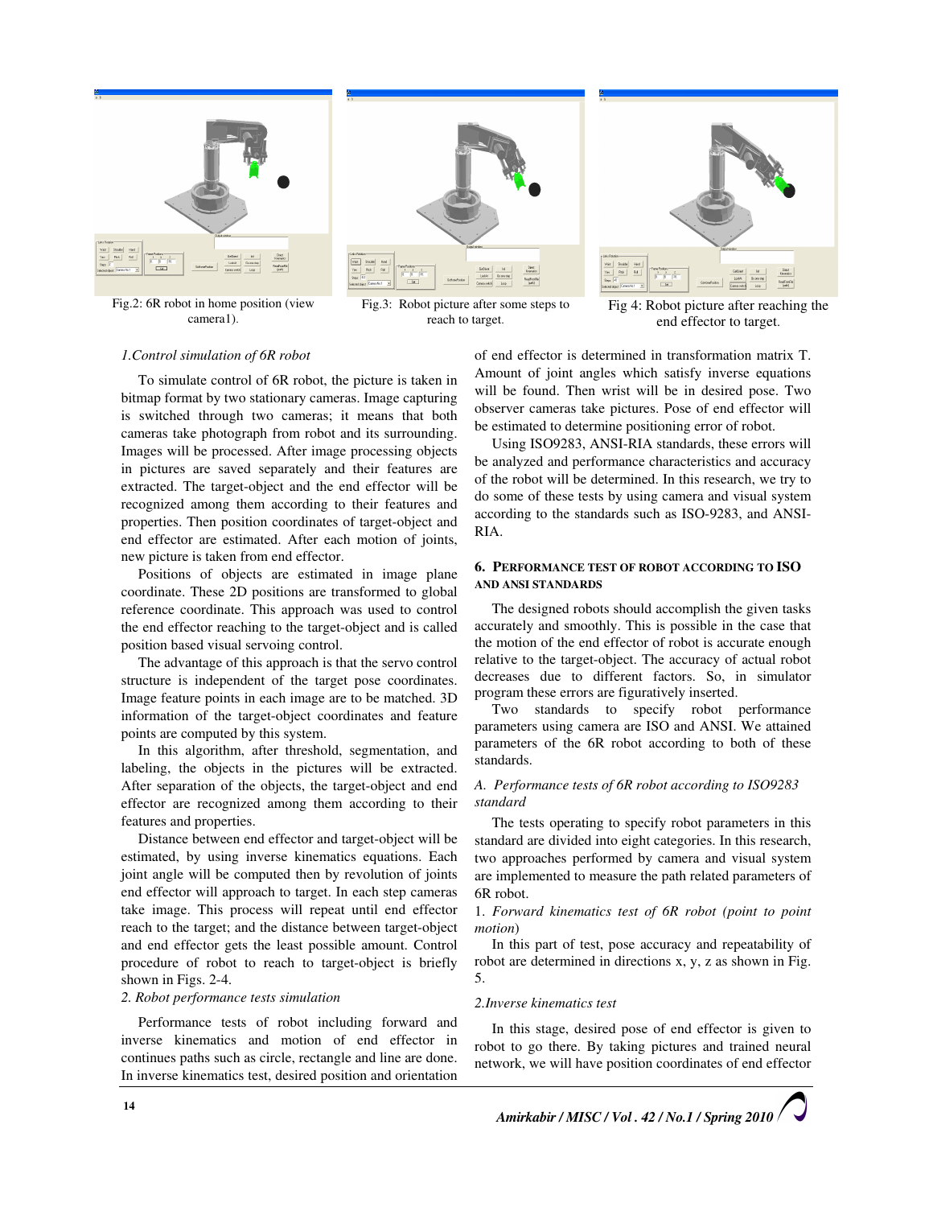Fig.2: 6R robot in home position (view camera1).

Fig.3: Robot picture after some steps to reach to target.

Fig 4: Robot picture after reaching the end effector to target.

*1.Control simulation of 6R robot*

To simulate control of 6R robot, the picture is taken in bitmap format by two stationary cameras. Image capturing is switched through two cameras; it means that both cameras take photograph from robot and its surrounding. Images will be processed. After image processing objects in pictures are saved separately and their features are extracted. The target-object and the end effector will be recognized among them according to their features and properties. Then position coordinates of target-object and end effector are estimated. After each motion of joints, new picture is taken from end effector.

Positions of objects are estimated in image plane coordinate. These 2D positions are transformed to global reference coordinate. This approach was used to control the end effector reaching to the target-object and is called position based visual servoing control.

The advantage of this approach is that the servo control structure is independent of the target pose coordinates. Image feature points in each image are to be matched. 3D information of the target-object coordinates and feature points are computed by this system.

In this algorithm, after threshold, segmentation, and labeling, the objects in the pictures will be extracted. After separation of the objects, the target-object and end effector are recognized among them according to their features and properties.

Distance between end effector and target-object will be estimated, by using inverse kinematics equations. Each joint angle will be computed then by revolution of joints end effector will approach to target. In each step cameras take image. This process will repeat until end effector reach to the target; and the distance between target-object and end effector gets the least possible amount. Control procedure of robot to reach to target-object is briefly shown in Figs. 2-4.

*2. Robot performance tests simulation*

Performance tests of robot including forward and inverse kinematics and motion of end effector in continues paths such as circle, rectangle and line are done. In inverse kinematics test, desired position and orientation of end effector is determined in transformation matrix T. Amount of joint angles which satisfy inverse equations will be found. Then wrist will be in desired pose. Two observer cameras take pictures. Pose of end effector will be estimated to determine positioning error of robot.

Using ISO9283, ANSI-RIA standards, these errors will be analyzed and performance characteristics and accuracy of the robot will be determined. In this research, we try to do some of these tests by using camera and visual system according to the standards such as ISO-9283, and ANSI-RIA.

## 6. Performance Test of Robot According to ISO and ANSI Standards

The designed robots should accomplish the given tasks accurately and smoothly. This is possible in the case that the motion of the end effector of robot is accurate enough relative to the target-object. The accuracy of actual robot decreases due to different factors. So, in simulator program these errors are figuratively inserted.

Two standards to specify robot performance parameters using camera are ISO and ANSI. We attained parameters of the 6R robot according to both of these standards.

### *A. Performance tests of 6R robot according to ISO9283 standard*

The tests operating to specify robot parameters in this standard are divided into eight categories. In this research, two approaches performed by camera and visual system are implemented to measure the path related parameters of 6R robot.

1. *Forward kinematics test of 6R robot (point to point motion)*

In this part of test, pose accuracy and repeatability of robot are determined in directions x, y, z as shown in Fig. 5.

*2.Inverse kinematics test*

In this stage, desired pose of end effector is given to robot to go there. By taking pictures and trained neural network, we will have position coordinates of end effector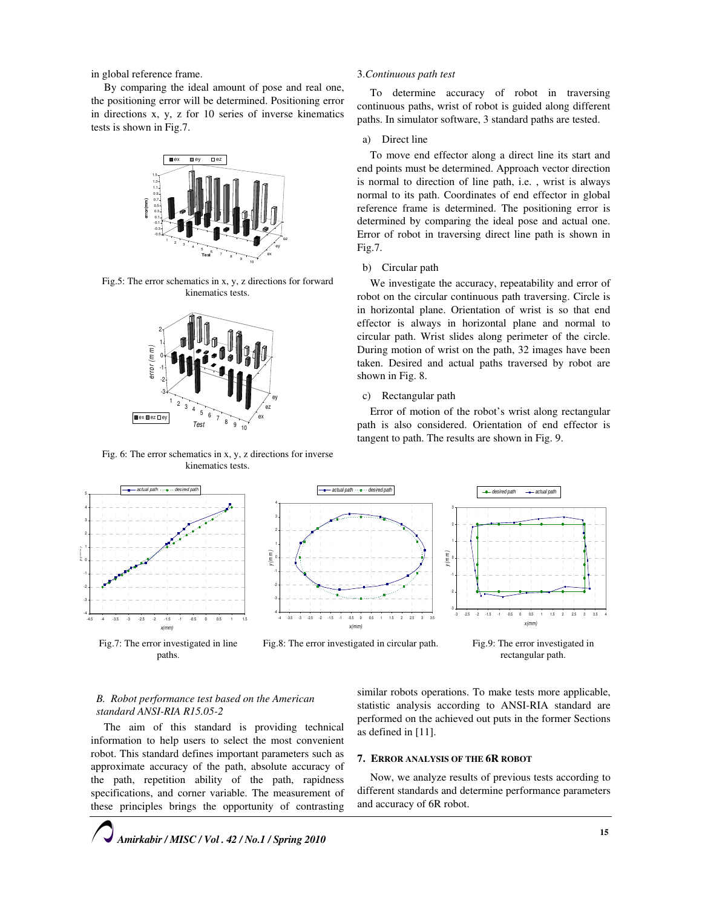in global reference frame.

By comparing the ideal amount of pose and real one, the positioning error will be determined. Positioning error in directions x, y, z for 10 series of inverse kinematics tests is shown in Fig.7.

Fig.5: The error schematics in x, y, z directions for forward kinematics tests.

Fig. 6: The error schematics in x, y, z directions for inverse kinematics tests.

3. *Continuous path test*

To determine accuracy of robot in traversing continuous paths, wrist of robot is guided along different paths. In simulator software, 3 standard paths are tested.

a) Direct line

To move end effector along a direct line its start and end points must be determined. Approach vector direction is normal to direction of line path, i.e. , wrist is always normal to its path. Coordinates of end effector in global reference frame is determined. The positioning error is determined by comparing the ideal pose and actual one. Error of robot in traversing direct line path is shown in Fig.7.

b) Circular path

We investigate the accuracy, repeatability and error of robot on the circular continuous path traversing. Circle is in horizontal plane. Orientation of wrist is so that end effector is always in horizontal plane and normal to circular path. Wrist slides along perimeter of the circle. During motion of wrist on the path, 32 images have been taken. Desired and actual paths traversed by robot are shown in Fig. 8.

c) Rectangular path

Error of motion of the robot's wrist along rectangular path is also considered. Orientation of end effector is tangent to path. The results are shown in Fig. 9.

Fig.7: The error investigated in line paths.

Fig.8: The error investigated in circular path.

Fig.9: The error investigated in rectangular path.

### *B. Robot performance test based on the American standard ANSI-RIA R15.05-2*

The aim of this standard is providing technical information to help users to select the most convenient robot. This standard defines important parameters such as approximate accuracy of the path, absolute accuracy of the path, repetition ability of the path, rapidness specifications, and corner variable. The measurement of these principles brings the opportunity of contrasting similar robots operations. To make tests more applicable, statistic analysis according to ANSI-RIA standard are performed on the achieved out puts in the former Sections as defined in [11].

## 7. Error Analysis of the 6R Robot

Now, we analyze results of previous tests according to different standards and determine performance parameters and accuracy of 6R robot.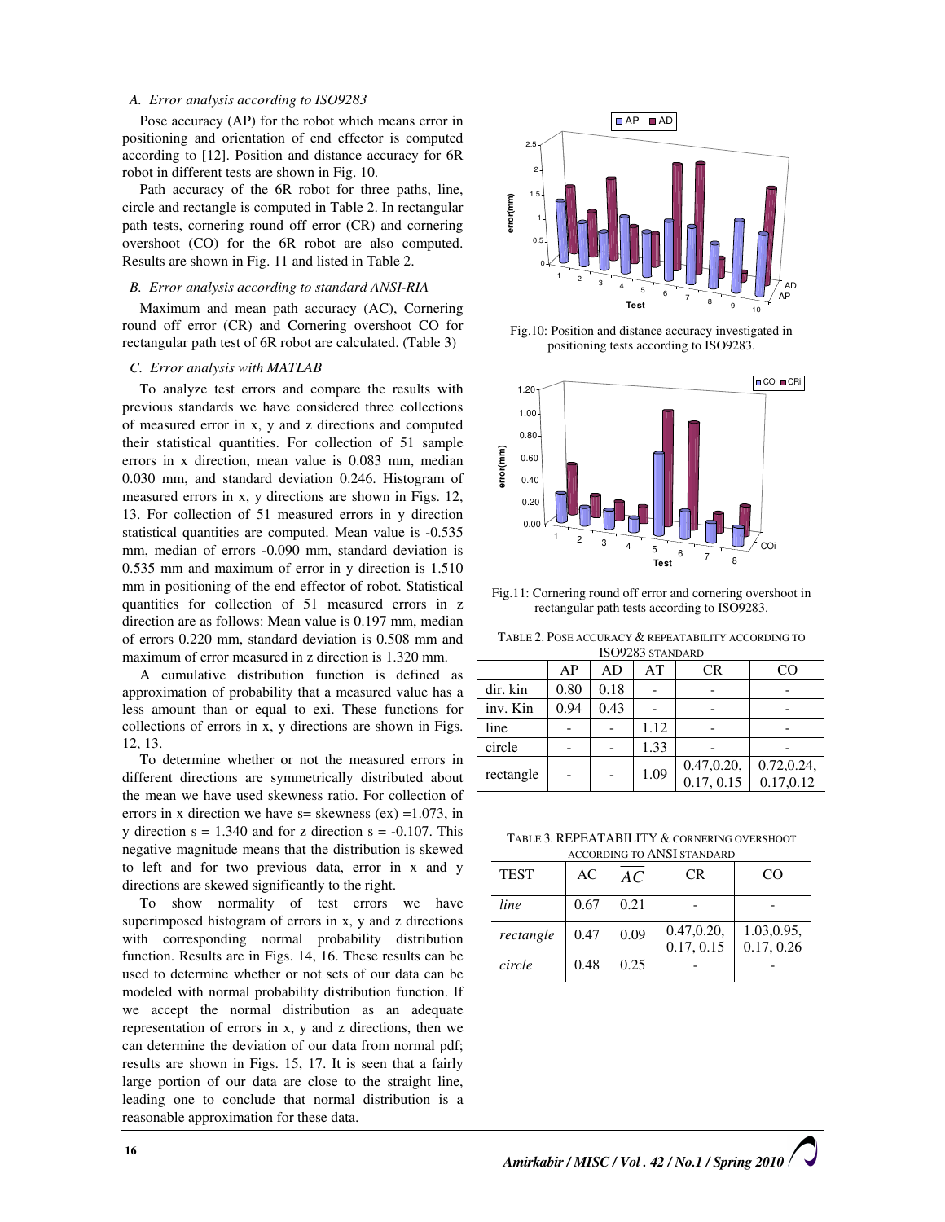### A. Error analysis according to ISO9283

Pose accuracy (AP) for the robot which means error in positioning and orientation of end effector is computed according to [12]. Position and distance accuracy for 6R robot in different tests are shown in Fig. 10.

Path accuracy of the 6R robot for three paths, line, circle and rectangle is computed in Table 2. In rectangular path tests, cornering round off error (CR) and cornering overshoot (CO) for the 6R robot are also computed. Results are shown in Fig. 11 and listed in Table 2.

### B. Error analysis according to standard ANSI-RIA

Maximum and mean path accuracy (AC), Cornering round off error (CR) and Cornering overshoot CO for rectangular path test of 6R robot are calculated. (Table 3)

### C. Error analysis with MATLAB

To analyze test errors and compare the results with previous standards we have considered three collections of measured error in x, y and z directions and computed their statistical quantities. For collection of 51 sample errors in x direction, mean value is 0.083 mm, median 0.030 mm, and standard deviation 0.246. Histogram of measured errors in x, y directions are shown in Figs. 12, 13. For collection of 51 measured errors in y direction statistical quantities are computed. Mean value is -0.535 mm, median of errors -0.090 mm, standard deviation is 0.535 mm and maximum of error in y direction is 1.510 mm in positioning of the end effector of robot. Statistical quantities for collection of 51 measured errors in z direction are as follows: Mean value is 0.197 mm, median of errors 0.220 mm, standard deviation is 0.508 mm and maximum of error measured in z direction is 1.320 mm.

A cumulative distribution function is defined as approximation of probability that a measured value has a less amount than or equal to exi. These functions for collections of errors in x, y directions are shown in Figs. 12, 13.

To determine whether or not the measured errors in different directions are symmetrically distributed about the mean we have used skewness ratio. For collection of errors in x direction we have s= skewness (ex) =1.073, in y direction s = 1.340 and for z direction s = -0.107. This negative magnitude means that the distribution is skewed to left and for two previous data, error in x and y directions are skewed significantly to the right.

To show normality of test errors we have superimposed histogram of errors in x, y and z directions with corresponding normal probability distribution function. Results are in Figs. 14, 16. These results can be used to determine whether or not sets of our data can be modeled with normal probability distribution function. If we accept the normal distribution as an adequate representation of errors in x, y and z directions, then we can determine the deviation of our data from normal pdf; results are shown in Figs. 15, 17. It is seen that a fairly large portion of our data are close to the straight line, leading one to conclude that normal distribution is a reasonable approximation for these data.

Fig.10: Position and distance accuracy investigated in positioning tests according to ISO9283.

Fig.11: Cornering round off error and cornering overshoot in rectangular path tests according to ISO9283.

TABLE 2. POSE ACCURACY & REPEATABILITY ACCORDING TO ISO9283 STANDARD

| | AP | AD | AT | CR | CO |
|---|---|---|---|---|---|
| dir. kin | 0.80 | 0.18 | - | - | - |
| inv. Kin | 0.94 | 0.43 | - | - | - |
| line | - | - | 1.12 | - | - |
| circle | - | - | 1.33 | - | - |
| rectangle | - | - | 1.09 | 0.47,0.20, 0.17, 0.15 | 0.72,0.24, 0.17,0.12 |

TABLE 3. REPEATABILITY & CORNERING OVERSHOOT ACCORDING TO ANSI STANDARD

| TEST | AC | $\overline{AC}$ | CR | CO |
|---|---|---|---|---|
| *line* | 0.67 | 0.21 | - | - |
| *rectangle* | 0.47 | 0.09 | 0.47,0.20, 0.17, 0.15 | 1.03,0.95, 0.17, 0.26 |
| *circle* | 0.48 | 0.25 | - | - |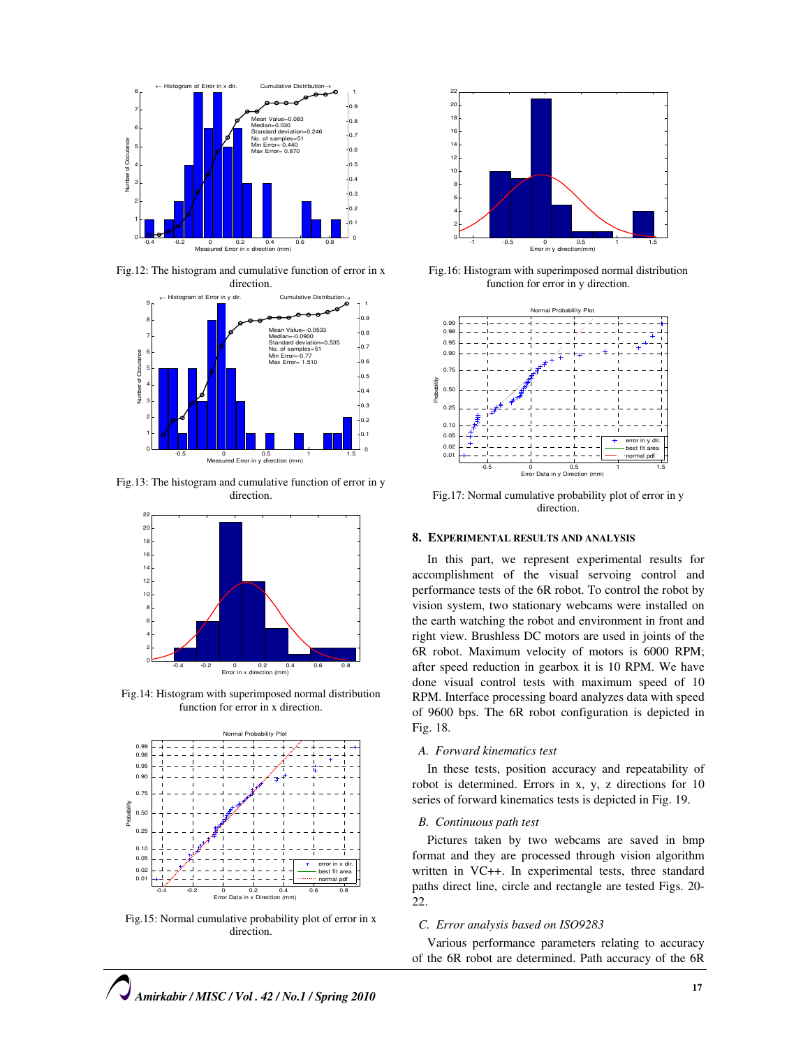Fig.12: The histogram and cumulative function of error in x direction.

Fig.13: The histogram and cumulative function of error in y direction.

Fig.14: Histogram with superimposed normal distribution function for error in x direction.

Fig.15: Normal cumulative probability plot of error in x direction.

Fig.16: Histogram with superimposed normal distribution function for error in y direction.

Fig.17: Normal cumulative probability plot of error in y direction.

## 8. EXPERIMENTAL RESULTS AND ANALYSIS

In this part, we represent experimental results for accomplishment of the visual servoing control and performance tests of the 6R robot. To control the robot by vision system, two stationary webcams were installed on the earth watching the robot and environment in front and right view. Brushless DC motors are used in joints of the 6R robot. Maximum velocity of motors is 6000 RPM; after speed reduction in gearbox it is 10 RPM. We have done visual control tests with maximum speed of 10 RPM. Interface processing board analyzes data with speed of 9600 bps. The 6R robot configuration is depicted in Fig. 18.

### *A. Forward kinematics test*

In these tests, position accuracy and repeatability of robot is determined. Errors in x, y, z directions for 10 series of forward kinematics tests is depicted in Fig. 19.

### *B. Continuous path test*

Pictures taken by two webcams are saved in bmp format and they are processed through vision algorithm written in VC++. In experimental tests, three standard paths direct line, circle and rectangle are tested Figs. 20-22.

### *C. Error analysis based on ISO9283*

Various performance parameters relating to accuracy of the 6R robot are determined. Path accuracy of the 6R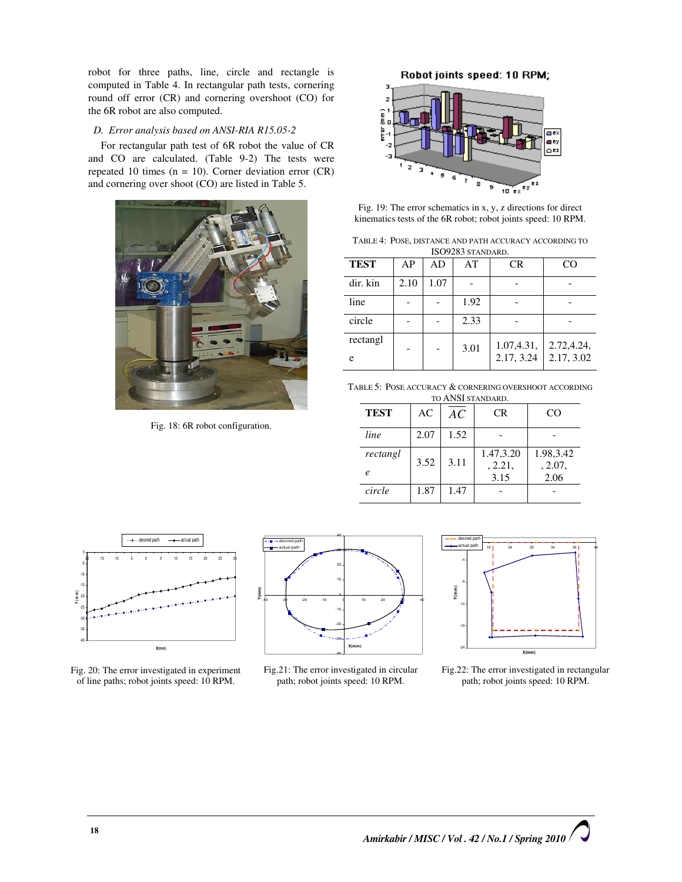robot for three paths, line, circle and rectangle is computed in Table 4. In rectangular path tests, cornering round off error (CR) and cornering overshoot (CO) for the 6R robot are also computed.

*D. Error analysis based on ANSI-RIA R15.05-2*

For rectangular path test of 6R robot the value of CR and CO are calculated. (Table 9-2) The tests were repeated 10 times (n = 10). Corner deviation error (CR) and cornering over shoot (CO) are listed in Table 5.

Fig. 18: 6R robot configuration.

Fig. 19: The error schematics in x, y, z directions for direct kinematics tests of the 6R robot; robot joints speed: 10 RPM.

TABLE 4: POSE, DISTANCE AND PATH ACCURACY ACCORDING TO ISO9283 STANDARD.

| TEST | AP | AD | AT | CR | CO |
|---|---|---|---|---|---|
| dir. kin | 2.10 | 1.07 | - | - | - |
| line | - | - | 1.92 | - | - |
| circle | - | - | 2.33 | - | - |
| rectangle | - | - | 3.01 | 1.07,4.31, 2.17, 3.24 | 2.72,4.24, 2.17, 3.02 |

TABLE 5: POSE ACCURACY & CORNERING OVERSHOOT ACCORDING TO ANSI STANDARD.

| TEST | AC | $\overline{AC}$ | CR | CO |
|---|---|---|---|---|
| *line* | 2.07 | 1.52 | - | - |
| *rectangle* | 3.52 | 3.11 | 1.47,3.20, 2.21, 3.15 | 1.98,3.42, 2.07, 2.06 |
| *circle* | 1.87 | 1.47 | - | - |

Fig. 20: The error investigated in experiment of line paths; robot joints speed: 10 RPM.

Fig.21: The error investigated in circular path; robot joints speed: 10 RPM.

Fig.22: The error investigated in rectangular path; robot joints speed: 10 RPM.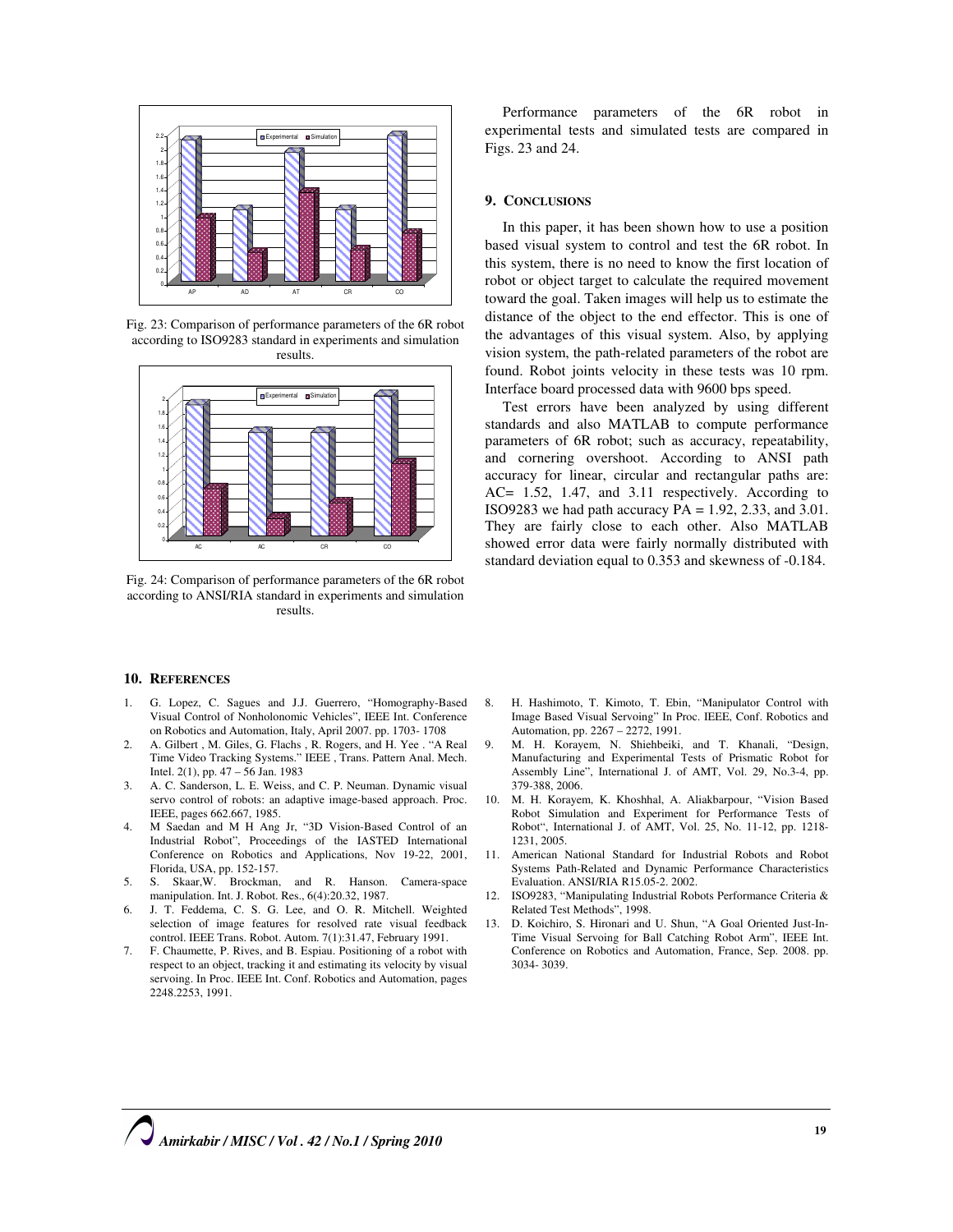2.2
2
1.8
1.6
1.4
1.2
1
0.8
0.6
0.4
0.2
0

Experimental Simulation

AP AD AT CR CO

Fig. 23: Comparison of performance parameters of the 6R robot according to ISO9283 standard in experiments and simulation results.

2
1.8
1.6
1.4
1.2
1
0.8
0.6
0.4
0.2
0

Experimental Simulation

AC AC CR CO

Fig. 24: Comparison of performance parameters of the 6R robot according to ANSI/RIA standard in experiments and simulation results.

Performance parameters of the 6R robot in experimental tests and simulated tests are compared in Figs. 23 and 24.

## 9. Conclusions

In this paper, it has been shown how to use a position based visual system to control and test the 6R robot. In this system, there is no need to know the first location of robot or object target to calculate the required movement toward the goal. Taken images will help us to estimate the distance of the object to the end effector. This is one of the advantages of this visual system. Also, by applying vision system, the path-related parameters of the robot are found. Robot joints velocity in these tests was 10 rpm. Interface board processed data with 9600 bps speed.

Test errors have been analyzed by using different standards and also MATLAB to compute performance parameters of 6R robot; such as accuracy, repeatability, and cornering overshoot. According to ANSI path accuracy for linear, circular and rectangular paths are: AC= 1.52, 1.47, and 3.11 respectively. According to ISO9283 we had path accuracy PA = 1.92, 2.33, and 3.01. They are fairly close to each other. Also MATLAB showed error data were fairly normally distributed with standard deviation equal to 0.353 and skewness of -0.184.

## 10. References

1. G. Lopez, C. Sagues and J.J. Guerrero, "Homography-Based Visual Control of Nonholonomic Vehicles", IEEE Int. Conference on Robotics and Automation, Italy, April 2007. pp. 1703- 1708
2. A. Gilbert , M. Giles, G. Flachs , R. Rogers, and H. Yee . "A Real Time Video Tracking Systems." IEEE , Trans. Pattern Anal. Mech. Intel. 2(1), pp. 47 – 56 Jan. 1983
3. A. C. Sanderson, L. E. Weiss, and C. P. Neuman. Dynamic visual servo control of robots: an adaptive image-based approach. Proc. IEEE, pages 662.667, 1985.
4. M Saedan and M H Ang Jr, "3D Vision-Based Control of an Industrial Robot", Proceedings of the IASTED International Conference on Robotics and Applications, Nov 19-22, 2001, Florida, USA, pp. 152-157.
5. S. Skaar,W. Brockman, and R. Hanson. Camera-space manipulation. Int. J. Robot. Res., 6(4):20.32, 1987.
6. J. T. Feddema, C. S. G. Lee, and O. R. Mitchell. Weighted selection of image features for resolved rate visual feedback control. IEEE Trans. Robot. Autom. 7(1):31.47, February 1991.
7. F. Chaumette, P. Rives, and B. Espiau. Positioning of a robot with respect to an object, tracking it and estimating its velocity by visual servoing. In Proc. IEEE Int. Conf. Robotics and Automation, pages 2248.2253, 1991.
8. H. Hashimoto, T. Kimoto, T. Ebin, "Manipulator Control with Image Based Visual Servoing" In Proc. IEEE, Conf. Robotics and Automation, pp. 2267 – 2272, 1991.
9. M. H. Korayem, N. Shiehbeiki, and T. Khanali, "Design, Manufacturing and Experimental Tests of Prismatic Robot for Assembly Line", International J. of AMT, Vol. 29, No.3-4, pp. 379-388, 2006.
10. M. H. Korayem, K. Khoshhal, A. Aliakbarpour, "Vision Based Robot Simulation and Experiment for Performance Tests of Robot", International J. of AMT, Vol. 25, No. 11-12, pp. 1218-1231, 2005.
11. American National Standard for Industrial Robots and Robot Systems Path-Related and Dynamic Performance Characteristics Evaluation. ANSI/RIA R15.05-2. 2002.
12. ISO9283, "Manipulating Industrial Robots Performance Criteria & Related Test Methods", 1998.
13. D. Koichiro, S. Hironari and U. Shun, "A Goal Oriented Just-In-Time Visual Servoing for Ball Catching Robot Arm", IEEE Int. Conference on Robotics and Automation, France, Sep. 2008. pp. 3034- 3039.